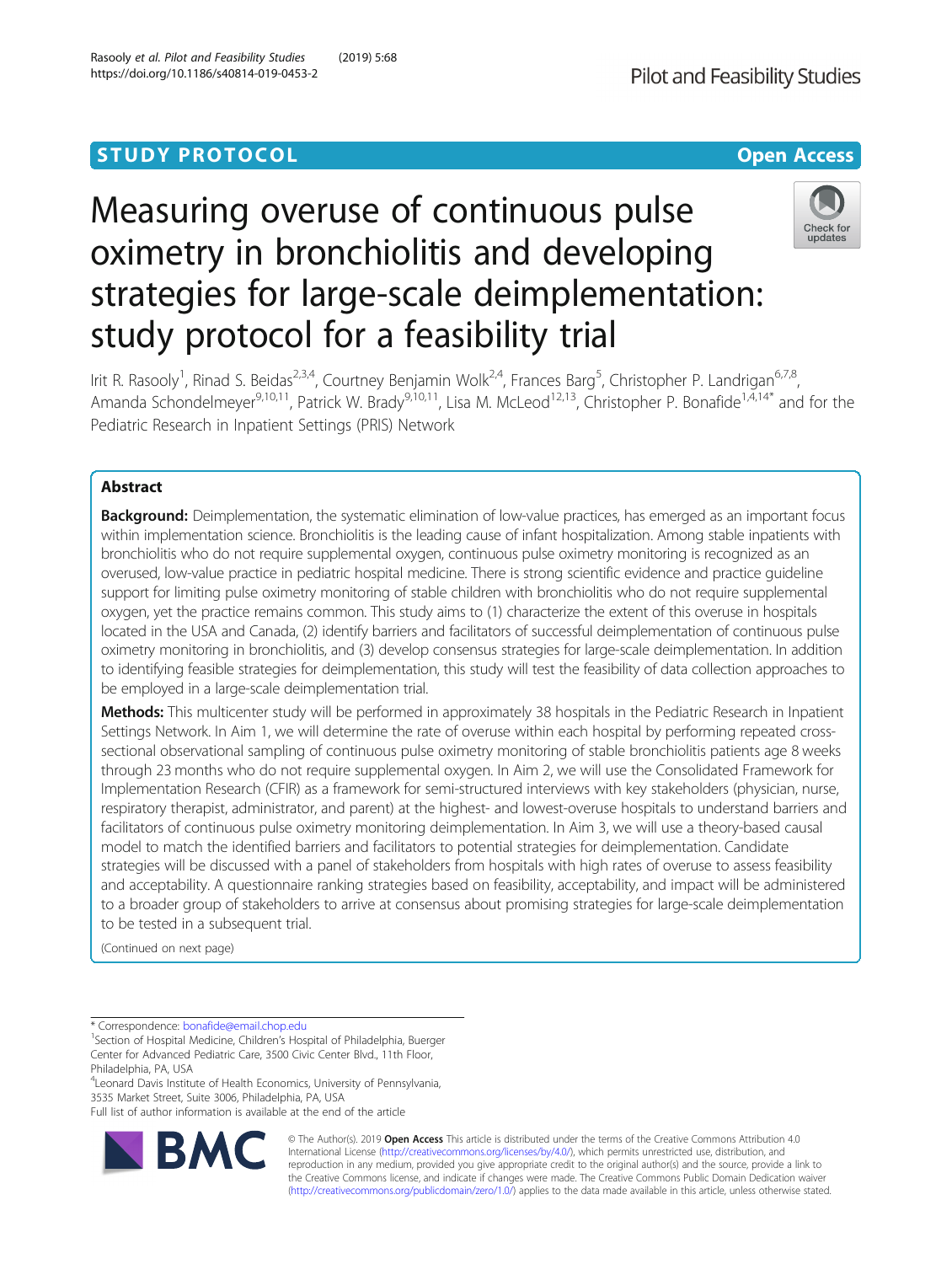STUDY PROTOCOL

Open Access

# Measuring overuse of continuous pulse oximetry in bronchiolitis and developing strategies for large-scale deimplementation: study protocol for a feasibility trial

Irit R. Rasooly[1], Rinad S. Beidas[2,3,4], Courtney Benjamin Wolk[2,4], Frances Barg[5], Christopher P. Landrigan[6,7,8], Amanda Schondelmeyer[9,10,11], Patrick W. Brady[9,10,11], Lisa M. McLeod[12,13], Christopher P. Bonafide[1,4,14*] and for the Pediatric Research in Inpatient Settings (PRIS) Network

## Abstract

**Background:** Deimplementation, the systematic elimination of low-value practices, has emerged as an important focus within implementation science. Bronchiolitis is the leading cause of infant hospitalization. Among stable inpatients with bronchiolitis who do not require supplemental oxygen, continuous pulse oximetry monitoring is recognized as an overused, low-value practice in pediatric hospital medicine. There is strong scientific evidence and practice guideline support for limiting pulse oximetry monitoring of stable children with bronchiolitis who do not require supplemental oxygen, yet the practice remains common. This study aims to (1) characterize the extent of this overuse in hospitals located in the USA and Canada, (2) identify barriers and facilitators of successful deimplementation of continuous pulse oximetry monitoring in bronchiolitis, and (3) develop consensus strategies for large-scale deimplementation. In addition to identifying feasible strategies for deimplementation, this study will test the feasibility of data collection approaches to be employed in a large-scale deimplementation trial.

**Methods:** This multicenter study will be performed in approximately 38 hospitals in the Pediatric Research in Inpatient Settings Network. In Aim 1, we will determine the rate of overuse within each hospital by performing repeated cross-sectional observational sampling of continuous pulse oximetry monitoring of stable bronchiolitis patients age 8 weeks through 23 months who do not require supplemental oxygen. In Aim 2, we will use the Consolidated Framework for Implementation Research (CFIR) as a framework for semi-structured interviews with key stakeholders (physician, nurse, respiratory therapist, administrator, and parent) at the highest- and lowest-overuse hospitals to understand barriers and facilitators of continuous pulse oximetry monitoring deimplementation. In Aim 3, we will use a theory-based causal model to match the identified barriers and facilitators to potential strategies for deimplementation. Candidate strategies will be discussed with a panel of stakeholders from hospitals with high rates of overuse to assess feasibility and acceptability. A questionnaire ranking strategies based on feasibility, acceptability, and impact will be administered to a broader group of stakeholders to arrive at consensus about promising strategies for large-scale deimplementation to be tested in a subsequent trial.

(Continued on next page)

\* Correspondence: bonafide@email.chop.edu

[1]Section of Hospital Medicine, Children's Hospital of Philadelphia, Buerger Center for Advanced Pediatric Care, 3500 Civic Center Blvd., 11th Floor, Philadelphia, PA, USA

[4]Leonard Davis Institute of Health Economics, University of Pennsylvania, 3535 Market Street, Suite 3006, Philadelphia, PA, USA

Full list of author information is available at the end of the article

© The Author(s). 2019 **Open Access** This article is distributed under the terms of the Creative Commons Attribution 4.0 International License (http://creativecommons.org/licenses/by/4.0/), which permits unrestricted use, distribution, and reproduction in any medium, provided you give appropriate credit to the original author(s) and the source, provide a link to the Creative Commons license, and indicate if changes were made. The Creative Commons Public Domain Dedication waiver (http://creativecommons.org/publicdomain/zero/1.0/) applies to the data made available in this article, unless otherwise stated.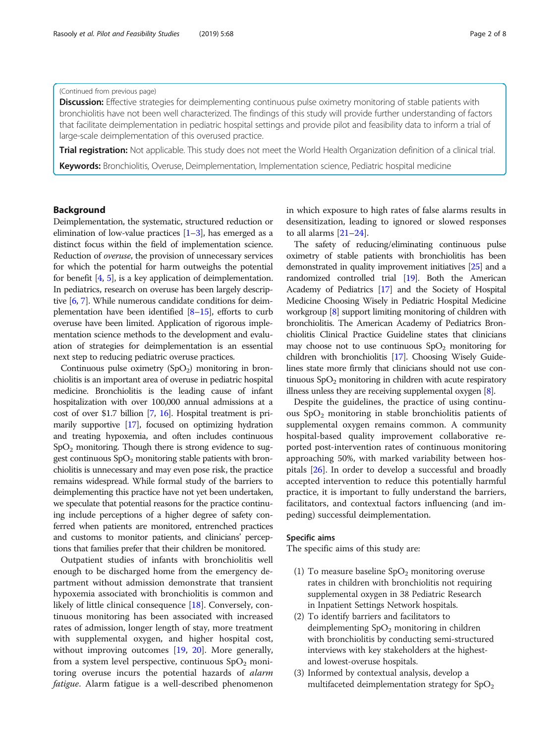(Continued from previous page)

**Discussion:** Effective strategies for deimplementing continuous pulse oximetry monitoring of stable patients with bronchiolitis have not been well characterized. The findings of this study will provide further understanding of factors that facilitate deimplementation in pediatric hospital settings and provide pilot and feasibility data to inform a trial of large-scale deimplementation of this overused practice.

**Trial registration:** Not applicable. This study does not meet the World Health Organization definition of a clinical trial.

**Keywords:** Bronchiolitis, Overuse, Deimplementation, Implementation science, Pediatric hospital medicine

## Background

Deimplementation, the systematic, structured reduction or elimination of low-value practices [1–3], has emerged as a distinct focus within the field of implementation science. Reduction of *overuse*, the provision of unnecessary services for which the potential for harm outweighs the potential for benefit [4, 5], is a key application of deimplementation. In pediatrics, research on overuse has been largely descriptive [6, 7]. While numerous candidate conditions for deimplementation have been identified [8–15], efforts to curb overuse have been limited. Application of rigorous implementation science methods to the development and evaluation of strategies for deimplementation is an essential next step to reducing pediatric overuse practices.

Continuous pulse oximetry ($SpO_2$) monitoring in bronchiolitis is an important area of overuse in pediatric hospital medicine. Bronchiolitis is the leading cause of infant hospitalization with over 100,000 annual admissions at a cost of over \$1.7 billion [7, 16]. Hospital treatment is primarily supportive [17], focused on optimizing hydration and treating hypoxemia, and often includes continuous $SpO_2$ monitoring. Though there is strong evidence to suggest continuous $SpO_2$ monitoring stable patients with bronchiolitis is unnecessary and may even pose risk, the practice remains widespread. While formal study of the barriers to deimplementing this practice have not yet been undertaken, we speculate that potential reasons for the practice continuing include perceptions of a higher degree of safety conferred when patients are monitored, entrenched practices and customs to monitor patients, and clinicians' perceptions that families prefer that their children be monitored.

Outpatient studies of infants with bronchiolitis well enough to be discharged home from the emergency department without admission demonstrate that transient hypoxemia associated with bronchiolitis is common and likely of little clinical consequence [18]. Conversely, continuous monitoring has been associated with increased rates of admission, longer length of stay, more treatment with supplemental oxygen, and higher hospital cost, without improving outcomes [19, 20]. More generally, from a system level perspective, continuous $SpO_2$ monitoring overuse incurs the potential hazards of *alarm fatigue*. Alarm fatigue is a well-described phenomenon in which exposure to high rates of false alarms results in desensitization, leading to ignored or slowed responses to all alarms [21–24].

The safety of reducing/eliminating continuous pulse oximetry of stable patients with bronchiolitis has been demonstrated in quality improvement initiatives [25] and a randomized controlled trial [19]. Both the American Academy of Pediatrics [17] and the Society of Hospital Medicine Choosing Wisely in Pediatric Hospital Medicine workgroup [8] support limiting monitoring of children with bronchiolitis. The American Academy of Pediatrics Bronchiolitis Clinical Practice Guideline states that clinicians may choose not to use continuous $SpO_2$ monitoring for children with bronchiolitis [17]. Choosing Wisely Guidelines state more firmly that clinicians should not use continuous $SpO_2$ monitoring in children with acute respiratory illness unless they are receiving supplemental oxygen [8].

Despite the guidelines, the practice of using continuous $SpO_2$ monitoring in stable bronchiolitis patients of supplemental oxygen remains common. A community hospital-based quality improvement collaborative reported post-intervention rates of continuous monitoring approaching 50%, with marked variability between hospitals [26]. In order to develop a successful and broadly accepted intervention to reduce this potentially harmful practice, it is important to fully understand the barriers, facilitators, and contextual factors influencing (and impeding) successful deimplementation.

### Specific aims

The specific aims of this study are:

(1) To measure baseline $SpO_2$ monitoring overuse rates in children with bronchiolitis not requiring supplemental oxygen in 38 Pediatric Research in Inpatient Settings Network hospitals.
(2) To identify barriers and facilitators to deimplementing $SpO_2$ monitoring in children with bronchiolitis by conducting semi-structured interviews with key stakeholders at the highest- and lowest-overuse hospitals.
(3) Informed by contextual analysis, develop a multifaceted deimplementation strategy for $SpO_2$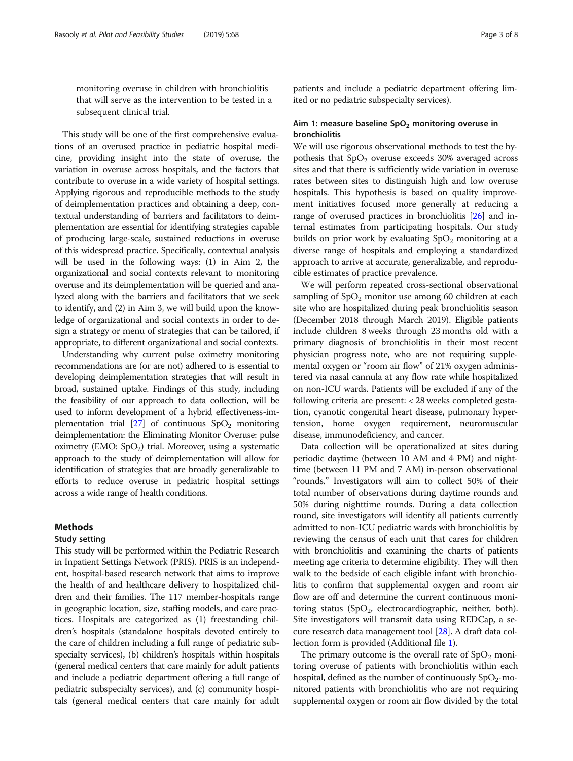monitoring overuse in children with bronchiolitis that will serve as the intervention to be tested in a subsequent clinical trial.

This study will be one of the first comprehensive evaluations of an overused practice in pediatric hospital medicine, providing insight into the state of overuse, the variation in overuse across hospitals, and the factors that contribute to overuse in a wide variety of hospital settings. Applying rigorous and reproducible methods to the study of deimplementation practices and obtaining a deep, contextual understanding of barriers and facilitators to deimplementation are essential for identifying strategies capable of producing large-scale, sustained reductions in overuse of this widespread practice. Specifically, contextual analysis will be used in the following ways: (1) in Aim 2, the organizational and social contexts relevant to monitoring overuse and its deimplementation will be queried and analyzed along with the barriers and facilitators that we seek to identify, and (2) in Aim 3, we will build upon the knowledge of organizational and social contexts in order to design a strategy or menu of strategies that can be tailored, if appropriate, to different organizational and social contexts.

Understanding why current pulse oximetry monitoring recommendations are (or are not) adhered to is essential to developing deimplementation strategies that will result in broad, sustained uptake. Findings of this study, including the feasibility of our approach to data collection, will be used to inform development of a hybrid effectiveness-implementation trial [27] of continuous $SpO_2$ monitoring deimplementation: the Eliminating Monitor Overuse: pulse oximetry (EMO: $SpO_2$) trial. Moreover, using a systematic approach to the study of deimplementation will allow for identification of strategies that are broadly generalizable to efforts to reduce overuse in pediatric hospital settings across a wide range of health conditions.

## Methods

### Study setting

This study will be performed within the Pediatric Research in Inpatient Settings Network (PRIS). PRIS is an independent, hospital-based research network that aims to improve the health of and healthcare delivery to hospitalized children and their families. The 117 member-hospitals range in geographic location, size, staffing models, and care practices. Hospitals are categorized as (1) freestanding children's hospitals (standalone hospitals devoted entirely to the care of children including a full range of pediatric subspecialty services), (b) children's hospitals within hospitals (general medical centers that care mainly for adult patients and include a pediatric department offering a full range of pediatric subspecialty services), and (c) community hospitals (general medical centers that care mainly for adult patients and include a pediatric department offering limited or no pediatric subspecialty services).

### Aim 1: measure baseline $SpO_2$ monitoring overuse in bronchiolitis

We will use rigorous observational methods to test the hypothesis that $SpO_2$ overuse exceeds 30% averaged across sites and that there is sufficiently wide variation in overuse rates between sites to distinguish high and low overuse hospitals. This hypothesis is based on quality improvement initiatives focused more generally at reducing a range of overused practices in bronchiolitis [26] and internal estimates from participating hospitals. Our study builds on prior work by evaluating $SpO_2$ monitoring at a diverse range of hospitals and employing a standardized approach to arrive at accurate, generalizable, and reproducible estimates of practice prevalence.

We will perform repeated cross-sectional observational sampling of $SpO_2$ monitor use among 60 children at each site who are hospitalized during peak bronchiolitis season (December 2018 through March 2019). Eligible patients include children 8 weeks through 23 months old with a primary diagnosis of bronchiolitis in their most recent physician progress note, who are not requiring supplemental oxygen or "room air flow" of 21% oxygen administered via nasal cannula at any flow rate while hospitalized on non-ICU wards. Patients will be excluded if any of the following criteria are present: < 28 weeks completed gestation, cyanotic congenital heart disease, pulmonary hypertension, home oxygen requirement, neuromuscular disease, immunodeficiency, and cancer.

Data collection will be operationalized at sites during periodic daytime (between 10 AM and 4 PM) and nighttime (between 11 PM and 7 AM) in-person observational "rounds." Investigators will aim to collect 50% of their total number of observations during daytime rounds and 50% during nighttime rounds. During a data collection round, site investigators will identify all patients currently admitted to non-ICU pediatric wards with bronchiolitis by reviewing the census of each unit that cares for children with bronchiolitis and examining the charts of patients meeting age criteria to determine eligibility. They will then walk to the bedside of each eligible infant with bronchiolitis to confirm that supplemental oxygen and room air flow are off and determine the current continuous monitoring status ($SpO_2$, electrocardiographic, neither, both). Site investigators will transmit data using REDCap, a secure research data management tool [28]. A draft data collection form is provided (Additional file 1).

The primary outcome is the overall rate of $SpO_2$ monitoring overuse of patients with bronchiolitis within each hospital, defined as the number of continuously $SpO_2$-monitored patients with bronchiolitis who are not requiring supplemental oxygen or room air flow divided by the total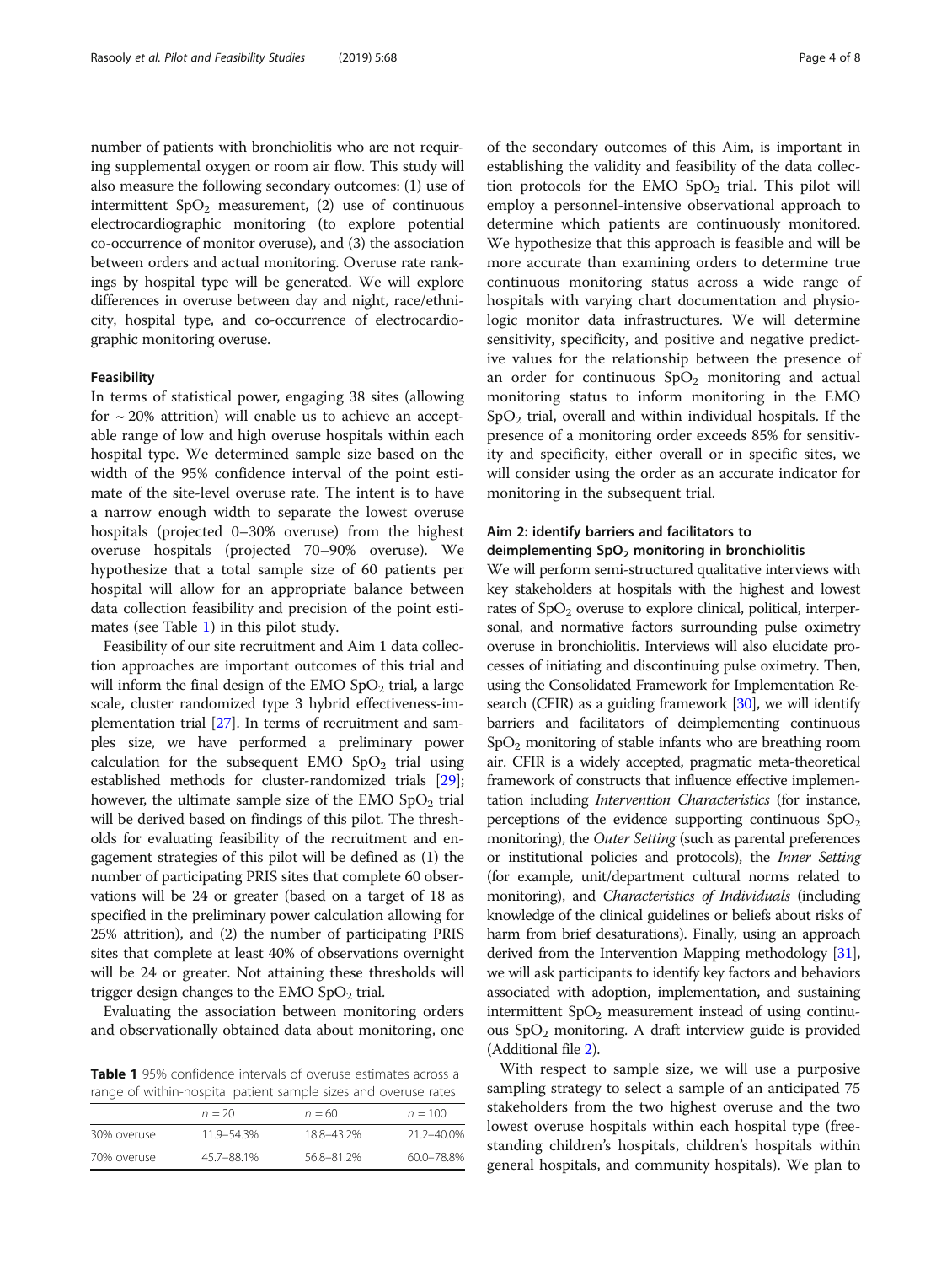number of patients with bronchiolitis who are not requiring supplemental oxygen or room air flow. This study will also measure the following secondary outcomes: (1) use of intermittent $SpO_2$ measurement, (2) use of continuous electrocardiographic monitoring (to explore potential co-occurrence of monitor overuse), and (3) the association between orders and actual monitoring. Overuse rate rankings by hospital type will be generated. We will explore differences in overuse between day and night, race/ethnicity, hospital type, and co-occurrence of electrocardiographic monitoring overuse.

#### Feasibility

In terms of statistical power, engaging 38 sites (allowing for ~ 20% attrition) will enable us to achieve an acceptable range of low and high overuse hospitals within each hospital type. We determined sample size based on the width of the 95% confidence interval of the point estimate of the site-level overuse rate. The intent is to have a narrow enough width to separate the lowest overuse hospitals (projected 0–30% overuse) from the highest overuse hospitals (projected 70–90% overuse). We hypothesize that a total sample size of 60 patients per hospital will allow for an appropriate balance between data collection feasibility and precision of the point estimates (see Table 1) in this pilot study.

Feasibility of our site recruitment and Aim 1 data collection approaches are important outcomes of this trial and will inform the final design of the EMO $SpO_2$ trial, a large scale, cluster randomized type 3 hybrid effectiveness-implementation trial [27]. In terms of recruitment and samples size, we have performed a preliminary power calculation for the subsequent EMO $SpO_2$ trial using established methods for cluster-randomized trials [29]; however, the ultimate sample size of the EMO $SpO_2$ trial will be derived based on findings of this pilot. The thresholds for evaluating feasibility of the recruitment and engagement strategies of this pilot will be defined as (1) the number of participating PRIS sites that complete 60 observations will be 24 or greater (based on a target of 18 as specified in the preliminary power calculation allowing for 25% attrition), and (2) the number of participating PRIS sites that complete at least 40% of observations overnight will be 24 or greater. Not attaining these thresholds will trigger design changes to the EMO $SpO_2$ trial.

Evaluating the association between monitoring orders and observationally obtained data about monitoring, one of the secondary outcomes of this Aim, is important in establishing the validity and feasibility of the data collection protocols for the EMO $SpO_2$ trial. This pilot will employ a personnel-intensive observational approach to determine which patients are continuously monitored. We hypothesize that this approach is feasible and will be more accurate than examining orders to determine true continuous monitoring status across a wide range of hospitals with varying chart documentation and physiologic monitor data infrastructures. We will determine sensitivity, specificity, and positive and negative predictive values for the relationship between the presence of an order for continuous $SpO_2$ monitoring and actual monitoring status to inform monitoring in the EMO $SpO_2$ trial, overall and within individual hospitals. If the presence of a monitoring order exceeds 85% for sensitivity and specificity, either overall or in specific sites, we will consider using the order as an accurate indicator for monitoring in the subsequent trial.

**Table 1** 95% confidence intervals of overuse estimates across a range of within-hospital patient sample sizes and overuse rates

| | $n = 20$ | $n = 60$ | $n = 100$ |
|---|---|---|---|
| 30% overuse | 11.9–54.3% | 18.8–43.2% | 21.2–40.0% |
| 70% overuse | 45.7–88.1% | 56.8–81.2% | 60.0–78.8% |

### Aim 2: identify barriers and facilitators to deimplementing $SpO_2$ monitoring in bronchiolitis

We will perform semi-structured qualitative interviews with key stakeholders at hospitals with the highest and lowest rates of $SpO_2$ overuse to explore clinical, political, interpersonal, and normative factors surrounding pulse oximetry overuse in bronchiolitis. Interviews will also elucidate processes of initiating and discontinuing pulse oximetry. Then, using the Consolidated Framework for Implementation Research (CFIR) as a guiding framework [30], we will identify barriers and facilitators of deimplementing continuous $SpO_2$ monitoring of stable infants who are breathing room air. CFIR is a widely accepted, pragmatic meta-theoretical framework of constructs that influence effective implementation including *Intervention Characteristics* (for instance, perceptions of the evidence supporting continuous $SpO_2$ monitoring), the *Outer Setting* (such as parental preferences or institutional policies and protocols), the *Inner Setting* (for example, unit/department cultural norms related to monitoring), and *Characteristics of Individuals* (including knowledge of the clinical guidelines or beliefs about risks of harm from brief desaturations). Finally, using an approach derived from the Intervention Mapping methodology [31], we will ask participants to identify key factors and behaviors associated with adoption, implementation, and sustaining intermittent $SpO_2$ measurement instead of using continuous $SpO_2$ monitoring. A draft interview guide is provided (Additional file 2).

With respect to sample size, we will use a purposive sampling strategy to select a sample of an anticipated 75 stakeholders from the two highest overuse and the two lowest overuse hospitals within each hospital type (freestanding children's hospitals, children's hospitals within general hospitals, and community hospitals). We plan to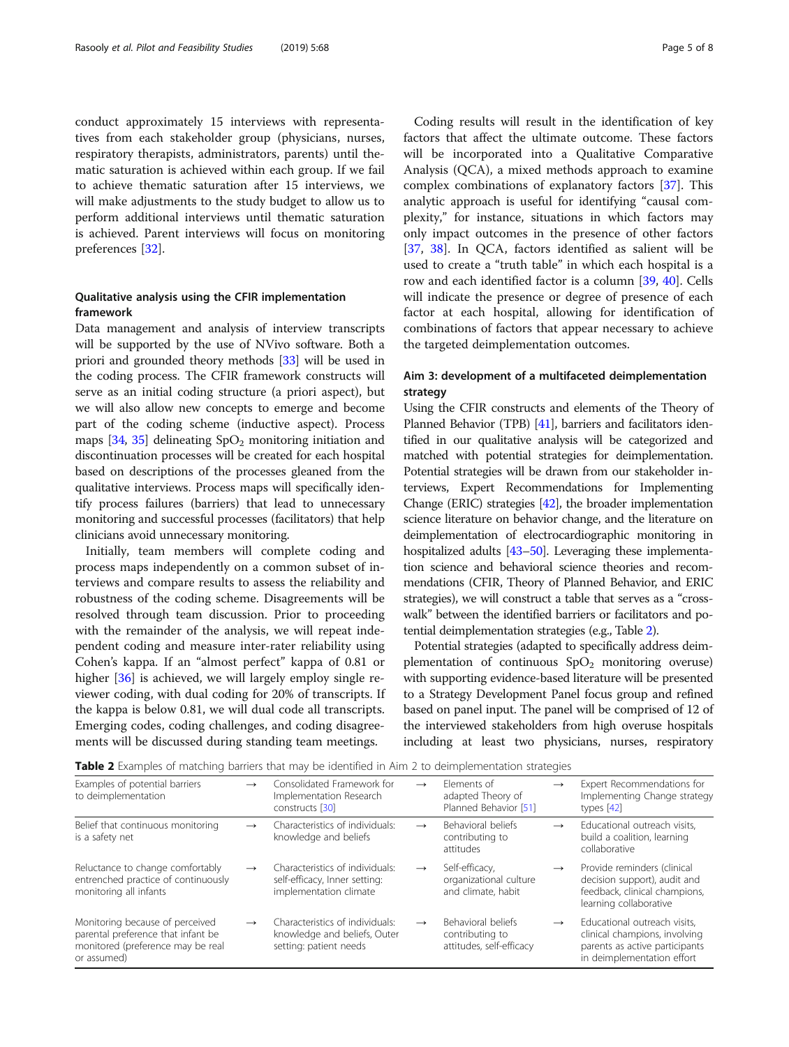conduct approximately 15 interviews with representatives from each stakeholder group (physicians, nurses, respiratory therapists, administrators, parents) until thematic saturation is achieved within each group. If we fail to achieve thematic saturation after 15 interviews, we will make adjustments to the study budget to allow us to perform additional interviews until thematic saturation is achieved. Parent interviews will focus on monitoring preferences [32].

### Qualitative analysis using the CFIR implementation framework

Data management and analysis of interview transcripts will be supported by the use of NVivo software. Both a priori and grounded theory methods [33] will be used in the coding process. The CFIR framework constructs will serve as an initial coding structure (a priori aspect), but we will also allow new concepts to emerge and become part of the coding scheme (inductive aspect). Process maps [34, 35] delineating $SpO_2$ monitoring initiation and discontinuation processes will be created for each hospital based on descriptions of the processes gleaned from the qualitative interviews. Process maps will specifically identify process failures (barriers) that lead to unnecessary monitoring and successful processes (facilitators) that help clinicians avoid unnecessary monitoring.

Initially, team members will complete coding and process maps independently on a common subset of interviews and compare results to assess the reliability and robustness of the coding scheme. Disagreements will be resolved through team discussion. Prior to proceeding with the remainder of the analysis, we will repeat independent coding and measure inter-rater reliability using Cohen's kappa. If an "almost perfect" kappa of 0.81 or higher [36] is achieved, we will largely employ single reviewer coding, with dual coding for 20% of transcripts. If the kappa is below 0.81, we will dual code all transcripts. Emerging codes, coding challenges, and coding disagreements will be discussed during standing team meetings.

Coding results will result in the identification of key factors that affect the ultimate outcome. These factors will be incorporated into a Qualitative Comparative Analysis (QCA), a mixed methods approach to examine complex combinations of explanatory factors [37]. This analytic approach is useful for identifying "causal complexity," for instance, situations in which factors may only impact outcomes in the presence of other factors [37, 38]. In QCA, factors identified as salient will be used to create a "truth table" in which each hospital is a row and each identified factor is a column [39, 40]. Cells will indicate the presence or degree of presence of each factor at each hospital, allowing for identification of combinations of factors that appear necessary to achieve the targeted deimplementation outcomes.

### Aim 3: development of a multifaceted deimplementation strategy

Using the CFIR constructs and elements of the Theory of Planned Behavior (TPB) [41], barriers and facilitators identified in our qualitative analysis will be categorized and matched with potential strategies for deimplementation. Potential strategies will be drawn from our stakeholder interviews, Expert Recommendations for Implementing Change (ERIC) strategies [42], the broader implementation science literature on behavior change, and the literature on deimplementation of electrocardiographic monitoring in hospitalized adults [43–50]. Leveraging these implementation science and behavioral science theories and recommendations (CFIR, Theory of Planned Behavior, and ERIC strategies), we will construct a table that serves as a "crosswalk" between the identified barriers or facilitators and potential deimplementation strategies (e.g., Table 2).

Potential strategies (adapted to specifically address deimplementation of continuous $SpO_2$ monitoring overuse) with supporting evidence-based literature will be presented to a Strategy Development Panel focus group and refined based on panel input. The panel will be comprised of 12 of the interviewed stakeholders from high overuse hospitals including at least two physicians, nurses, respiratory

**Table 2** Examples of matching barriers that may be identified in Aim 2 to deimplementation strategies

| Examples of potential barriers to deimplementation | → | Consolidated Framework for Implementation Research constructs [30] | → | Elements of adapted Theory of Planned Behavior [51] | → | Expert Recommendations for Implementing Change strategy types [42] |
|---|---|---|---|---|---|---|
| Belief that continuous monitoring is a safety net | → | Characteristics of individuals: knowledge and beliefs | → | Behavioral beliefs contributing to attitudes | → | Educational outreach visits, build a coalition, learning collaborative |
| Reluctance to change comfortably entrenched practice of continuously monitoring all infants | → | Characteristics of individuals: self-efficacy, Inner setting: implementation climate | → | Self-efficacy, organizational culture and climate, habit | → | Provide reminders (clinical decision support), audit and feedback, clinical champions, learning collaborative |
| Monitoring because of perceived parental preference that infant be monitored (preference may be real or assumed) | → | Characteristics of individuals: knowledge and beliefs, Outer setting: patient needs | → | Behavioral beliefs contributing to attitudes, self-efficacy | → | Educational outreach visits, clinical champions, involving parents as active participants in deimplementation effort |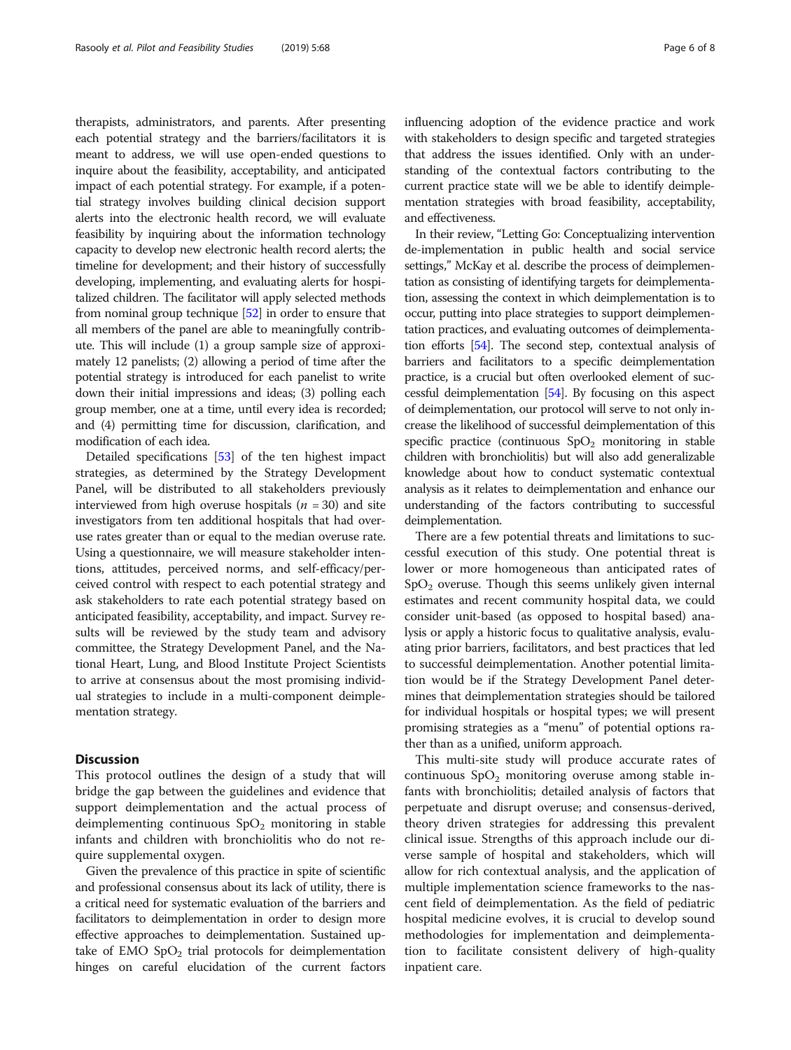therapists, administrators, and parents. After presenting each potential strategy and the barriers/facilitators it is meant to address, we will use open-ended questions to inquire about the feasibility, acceptability, and anticipated impact of each potential strategy. For example, if a potential strategy involves building clinical decision support alerts into the electronic health record, we will evaluate feasibility by inquiring about the information technology capacity to develop new electronic health record alerts; the timeline for development; and their history of successfully developing, implementing, and evaluating alerts for hospitalized children. The facilitator will apply selected methods from nominal group technique [52] in order to ensure that all members of the panel are able to meaningfully contribute. This will include (1) a group sample size of approximately 12 panelists; (2) allowing a period of time after the potential strategy is introduced for each panelist to write down their initial impressions and ideas; (3) polling each group member, one at a time, until every idea is recorded; and (4) permitting time for discussion, clarification, and modification of each idea.

Detailed specifications [53] of the ten highest impact strategies, as determined by the Strategy Development Panel, will be distributed to all stakeholders previously interviewed from high overuse hospitals ($n$ = 30) and site investigators from ten additional hospitals that had overuse rates greater than or equal to the median overuse rate. Using a questionnaire, we will measure stakeholder intentions, attitudes, perceived norms, and self-efficacy/perceived control with respect to each potential strategy and ask stakeholders to rate each potential strategy based on anticipated feasibility, acceptability, and impact. Survey results will be reviewed by the study team and advisory committee, the Strategy Development Panel, and the National Heart, Lung, and Blood Institute Project Scientists to arrive at consensus about the most promising individual strategies to include in a multi-component deimplementation strategy.

## Discussion

This protocol outlines the design of a study that will bridge the gap between the guidelines and evidence that support deimplementation and the actual process of deimplementing continuous $SpO_2$ monitoring in stable infants and children with bronchiolitis who do not require supplemental oxygen.

Given the prevalence of this practice in spite of scientific and professional consensus about its lack of utility, there is a critical need for systematic evaluation of the barriers and facilitators to deimplementation in order to design more effective approaches to deimplementation. Sustained uptake of EMO $SpO_2$ trial protocols for deimplementation hinges on careful elucidation of the current factors influencing adoption of the evidence practice and work with stakeholders to design specific and targeted strategies that address the issues identified. Only with an understanding of the contextual factors contributing to the current practice state will we be able to identify deimplementation strategies with broad feasibility, acceptability, and effectiveness.

In their review, "Letting Go: Conceptualizing intervention de-implementation in public health and social service settings," McKay et al. describe the process of deimplementation as consisting of identifying targets for deimplementation, assessing the context in which deimplementation is to occur, putting into place strategies to support deimplementation practices, and evaluating outcomes of deimplementation efforts [54]. The second step, contextual analysis of barriers and facilitators to a specific deimplementation practice, is a crucial but often overlooked element of successful deimplementation [54]. By focusing on this aspect of deimplementation, our protocol will serve to not only increase the likelihood of successful deimplementation of this specific practice (continuous $SpO_2$ monitoring in stable children with bronchiolitis) but will also add generalizable knowledge about how to conduct systematic contextual analysis as it relates to deimplementation and enhance our understanding of the factors contributing to successful deimplementation.

There are a few potential threats and limitations to successful execution of this study. One potential threat is lower or more homogeneous than anticipated rates of $SpO_2$ overuse. Though this seems unlikely given internal estimates and recent community hospital data, we could consider unit-based (as opposed to hospital based) analysis or apply a historic focus to qualitative analysis, evaluating prior barriers, facilitators, and best practices that led to successful deimplementation. Another potential limitation would be if the Strategy Development Panel determines that deimplementation strategies should be tailored for individual hospitals or hospital types; we will present promising strategies as a "menu" of potential options rather than as a unified, uniform approach.

This multi-site study will produce accurate rates of continuous $SpO_2$ monitoring overuse among stable infants with bronchiolitis; detailed analysis of factors that perpetuate and disrupt overuse; and consensus-derived, theory driven strategies for addressing this prevalent clinical issue. Strengths of this approach include our diverse sample of hospital and stakeholders, which will allow for rich contextual analysis, and the application of multiple implementation science frameworks to the nascent field of deimplementation. As the field of pediatric hospital medicine evolves, it is crucial to develop sound methodologies for implementation and deimplementation to facilitate consistent delivery of high-quality inpatient care.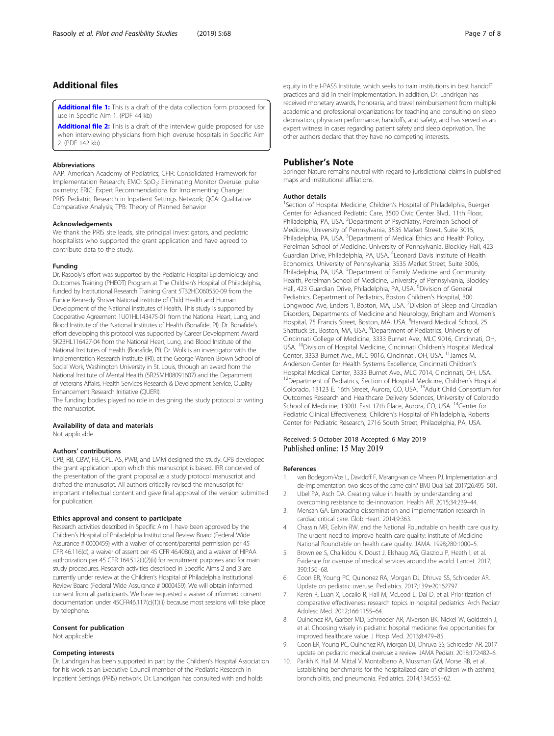## Additional files

**Additional file 1:** This is a draft of the data collection form proposed for use in Specific Aim 1. (PDF 44 kb)

**Additional file 2:** This is a draft of the interview guide proposed for use when interviewing physicians from high overuse hospitals in Specific Aim 2. (PDF 142 kb)

#### Abbreviations

AAP: American Academy of Pediatrics; CFIR: Consolidated Framework for Implementation Research; EMO: $SpO_2$: Eliminating Monitor Overuse: pulse oximetry; ERIC: Expert Recommendations for Implementing Change; PRIS: Pediatric Research in Inpatient Settings Network; QCA: Qualitative Comparative Analysis; TPB: Theory of Planned Behavior

#### Acknowledgements

We thank the PRIS site leads, site principal investigators, and pediatric hospitalists who supported the grant application and have agreed to contribute data to the study.

#### Funding

Dr. Rasooly's effort was supported by the Pediatric Hospital Epidemiology and Outcomes Training (PHEOT) Program at The Children's Hospital of Philadelphia, funded by Institutional Research Training Grant 5T32HD060550-09 from the Eunice Kennedy Shriver National Institute of Child Health and Human Development of the National Institutes of Health. This study is supported by Cooperative Agreement 1U01HL143475-01 from the National Heart, Lung, and Blood Institute of the National Institutes of Health (Bonafide, PI). Dr. Bonafide's effort developing this protocol was supported by Career Development Award 5K23HL116427-04 from the National Heart, Lung, and Blood Institute of the National Institutes of Health (Bonafide, PI). Dr. Wolk is an investigator with the Implementation Research Institute (IRI), at the George Warren Brown School of Social Work, Washington University in St. Louis, through an award from the National Institute of Mental Health (5R25MH08091607) and the Department of Veterans Affairs, Health Services Research & Development Service, Quality Enhancement Research Initiative (QUERI).

The funding bodies played no role in designing the study protocol or writing the manuscript.

#### Availability of data and materials

Not applicable

#### Authors' contributions

CPB, RB, CBW, FB, CPL, AS, PWB, and LMM designed the study. CPB developed the grant application upon which this manuscript is based. IRR conceived of the presentation of the grant proposal as a study protocol manuscript and drafted the manuscript. All authors critically revised the manuscript for important intellectual content and gave final approval of the version submitted for publication.

#### Ethics approval and consent to participate

Research activities described in Specific Aim 1 have been approved by the Children's Hospital of Philadelphia Institutional Review Board (Federal Wide Assurance # 0000459) with a waiver of consent/parental permission per 45 CFR 46.116(d), a waiver of assent per 45 CFR 46.408(a), and a waiver of HIPAA authorization per 45 CFR 164.512(i)(2)(ii) for recruitment purposes and for main study procedures. Research activities described in Specific Aims 2 and 3 are currently under review at the Children's Hospital of Philadelphia Institutional Review Board (Federal Wide Assurance # 0000459). We will obtain informed consent from all participants. We have requested a waiver of informed consent documentation under 45CFR46.117(c)(1)(ii) because most sessions will take place by telephone.

#### Consent for publication

Not applicable

#### Competing interests

Dr. Landrigan has been supported in part by the Children's Hospital Association for his work as an Executive Council member of the Pediatric Research in Inpatient Settings (PRIS) network. Dr. Landrigan has consulted with and holds equity in the I-PASS Institute, which seeks to train institutions in best handoff practices and aid in their implementation. In addition, Dr. Landrigan has received monetary awards, honoraria, and travel reimbursement from multiple academic and professional organizations for teaching and consulting on sleep deprivation, physician performance, handoffs, and safety, and has served as an expert witness in cases regarding patient safety and sleep deprivation. The other authors declare that they have no competing interests.

## Publisher's Note

Springer Nature remains neutral with regard to jurisdictional claims in published maps and institutional affiliations.

#### Author details

[1]Section of Hospital Medicine, Children's Hospital of Philadelphia, Buerger Center for Advanced Pediatric Care, 3500 Civic Center Blvd., 11th Floor, Philadelphia, PA, USA. [2]Department of Psychiatry, Perelman School of Medicine, University of Pennsylvania, 3535 Market Street, Suite 3015, Philadelphia, PA, USA. [3]Department of Medical Ethics and Health Policy, Perelman School of Medicine, University of Pennsylvania, Blockley Hall, 423 Guardian Drive, Philadelphia, PA, USA. [4]Leonard Davis Institute of Health Economics, University of Pennsylvania, 3535 Market Street, Suite 3006, Philadelphia, PA, USA. [5]Department of Family Medicine and Community Health, Perelman School of Medicine, University of Pennsylvania, Blockley Hall, 423 Guardian Drive, Philadelphia, PA, USA. [6]Division of General Pediatrics, Department of Pediatrics, Boston Children's Hospital, 300 Longwood Ave, Enders 1, Boston, MA, USA. [7]Division of Sleep and Circadian Disorders, Departments of Medicine and Neurology, Brigham and Women's Hospital, 75 Francis Street, Boston, MA, USA. [8]Harvard Medical School, 25 Shattuck St., Boston, MA, USA. [9]Department of Pediatrics, University of Cincinnati College of Medicine, 3333 Burnet Ave., MLC 9016, Cincinnati, OH, USA. [10]Division of Hospital Medicine, Cincinnati Children's Hospital Medical Center, 3333 Burnet Ave., MLC 9016, Cincinnati, OH, USA. [11]James M. Anderson Center for Health Systems Excellence, Cincinnati Children's Hospital Medical Center, 3333 Burnet Ave., MLC 7014, Cincinnati, OH, USA. [12]Department of Pediatrics, Section of Hospital Medicine, Children's Hospital Colorado, 13123 E. 16th Street, Aurora, CO, USA. [13]Adult Child Consortium for Outcomes Research and Healthcare Delivery Sciences, University of Colorado School of Medicine, 13001 East 17th Place, Aurora, CO, USA. [14]Center for Pediatric Clinical Effectiveness, Children's Hospital of Philadelphia, Roberts Center for Pediatric Research, 2716 South Street, Philadelphia, PA, USA.

Received: 5 October 2018 Accepted: 6 May 2019
Published online: 15 May 2019

#### References

1. van Bodegom-Vos L, Davidoff F, Marang-van de Mheen PJ. Implementation and de-implementation: two sides of the same coin? BMJ Qual Saf. 2017;26:495–501.
2. Ubel PA, Asch DA. Creating value in health by understanding and overcoming resistance to de-innovation. Health Aff. 2015;34:239–44.
3. Mensah GA. Embracing dissemination and implementation research in cardiac critical care. Glob Heart. 2014;9:363.
4. Chassin MR, Galvin RW, and the National Roundtable on health care quality. The urgent need to improve health care quality: Institute of Medicine National Roundtable on health care quality. JAMA. 1998;280:1000–5.
5. Brownlee S, Chalkidou K, Doust J, Elshaug AG, Glasziou P, Heath I, et al. Evidence for overuse of medical services around the world. Lancet. 2017; 390:156–68.
6. Coon ER, Young PC, Quinonez RA, Morgan DJ, Dhruva SS, Schroeder AR. Update on pediatric overuse. Pediatrics. 2017;139:e20162797.
7. Keren R, Luan X, Localio R, Hall M, McLeod L, Dai D, et al. Prioritization of comparative effectiveness research topics in hospital pediatrics. Arch Pediatr Adolesc Med. 2012;166:1155–64.
8. Quinonez RA, Garber MD, Schroeder AR, Alverson BK, Nickel W, Goldstein J, et al. Choosing wisely in pediatric hospital medicine: five opportunities for improved healthcare value. J Hosp Med. 2013;8:479–85.
9. Coon ER, Young PC, Quinonez RA, Morgan DJ, Dhruva SS, Schroeder AR. 2017 update on pediatric medical overuse: a review. JAMA Pediatr. 2018;172:482–6.
10. Parikh K, Hall M, Mittal V, Montalbano A, Mussman GM, Morse RB, et al. Establishing benchmarks for the hospitalized care of children with asthma, bronchiolitis, and pneumonia. Pediatrics. 2014;134:555–62.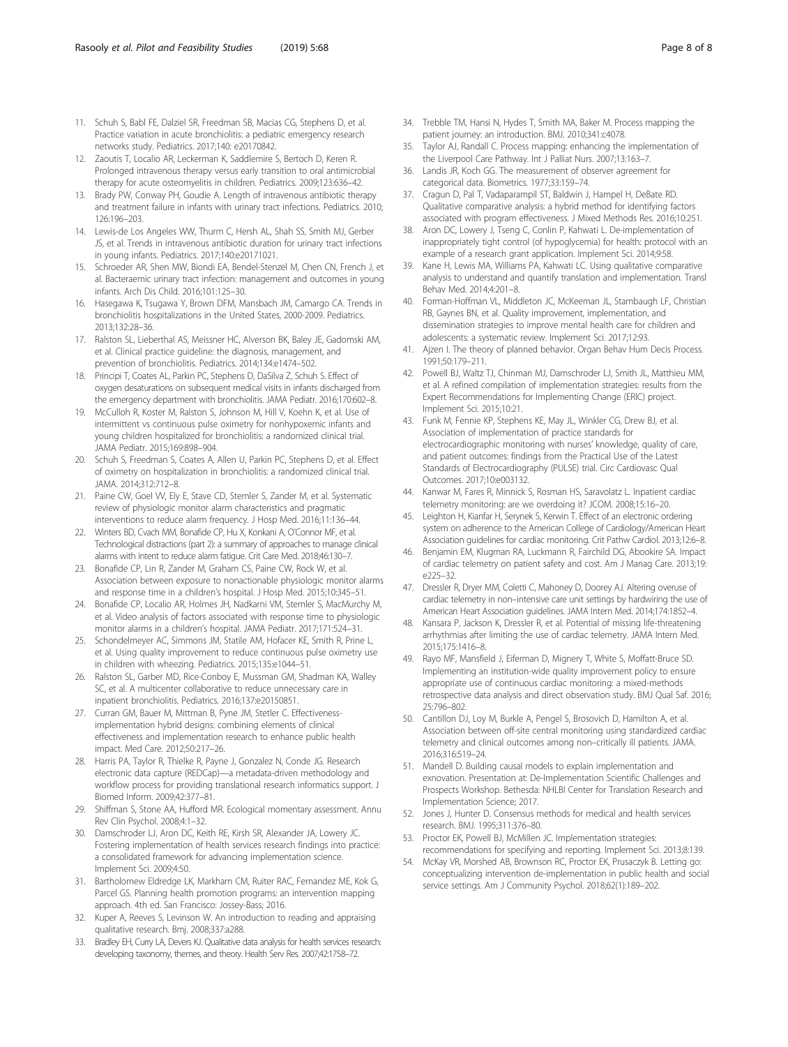11. Schuh S, Babl FE, Dalziel SR, Freedman SB, Macias CG, Stephens D, et al. Practice variation in acute bronchiolitis: a pediatric emergency research networks study. Pediatrics. 2017;140: e20170842.
12. Zaoutis T, Localio AR, Leckerman K, Saddlemire S, Bertoch D, Keren R. Prolonged intravenous therapy versus early transition to oral antimicrobial therapy for acute osteomyelitis in children. Pediatrics. 2009;123:636–42.
13. Brady PW, Conway PH, Goudie A. Length of intravenous antibiotic therapy and treatment failure in infants with urinary tract infections. Pediatrics. 2010; 126:196–203.
14. Lewis-de Los Angeles WW, Thurm C, Hersh AL, Shah SS, Smith MJ, Gerber JS, et al. Trends in intravenous antibiotic duration for urinary tract infections in young infants. Pediatrics. 2017;140:e20171021.
15. Schroeder AR, Shen MW, Biondi EA, Bendel-Stenzel M, Chen CN, French J, et al. Bacteraemic urinary tract infection: management and outcomes in young infants. Arch Dis Child. 2016;101:125–30.
16. Hasegawa K, Tsugawa Y, Brown DFM, Mansbach JM, Camargo CA. Trends in bronchiolitis hospitalizations in the United States, 2000-2009. Pediatrics. 2013;132:28–36.
17. Ralston SL, Lieberthal AS, Meissner HC, Alverson BK, Baley JE, Gadomski AM, et al. Clinical practice guideline: the diagnosis, management, and prevention of bronchiolitis. Pediatrics. 2014;134:e1474–502.
18. Principi T, Coates AL, Parkin PC, Stephens D, DaSilva Z, Schuh S. Effect of oxygen desaturations on subsequent medical visits in infants discharged from the emergency department with bronchiolitis. JAMA Pediatr. 2016;170:602–8.
19. McCulloh R, Koster M, Ralston S, Johnson M, Hill V, Koehn K, et al. Use of intermittent vs continuous pulse oximetry for nonhypoxemic infants and young children hospitalized for bronchiolitis: a randomized clinical trial. JAMA Pediatr. 2015;169:898–904.
20. Schuh S, Freedman S, Coates A, Allen U, Parkin PC, Stephens D, et al. Effect of oximetry on hospitalization in bronchiolitis: a randomized clinical trial. JAMA. 2014;312:712–8.
21. Paine CW, Goel VV, Ely E, Stave CD, Stemler S, Zander M, et al. Systematic review of physiologic monitor alarm characteristics and pragmatic interventions to reduce alarm frequency. J Hosp Med. 2016;11:136–44.
22. Winters BD, Cvach MM, Bonafide CP, Hu X, Konkani A, O'Connor MF, et al. Technological distractions (part 2): a summary of approaches to manage clinical alarms with intent to reduce alarm fatigue. Crit Care Med. 2018;46:130–7.
23. Bonafide CP, Lin R, Zander M, Graham CS, Paine CW, Rock W, et al. Association between exposure to nonactionable physiologic monitor alarms and response time in a children's hospital. J Hosp Med. 2015;10:345–51.
24. Bonafide CP, Localio AR, Holmes JH, Nadkarni VM, Stemler S, MacMurchy M, et al. Video analysis of factors associated with response time to physiologic monitor alarms in a children's hospital. JAMA Pediatr. 2017;171:524–31.
25. Schondelmeyer AC, Simmons JM, Statile AM, Hofacer KE, Smith R, Prine L, et al. Using quality improvement to reduce continuous pulse oximetry use in children with wheezing. Pediatrics. 2015;135:e1044–51.
26. Ralston SL, Garber MD, Rice-Conboy E, Mussman GM, Shadman KA, Walley SC, et al. A multicenter collaborative to reduce unnecessary care in inpatient bronchiolitis. Pediatrics. 2016;137:e20150851.
27. Curran GM, Bauer M, Mittman B, Pyne JM, Stetler C. Effectiveness-implementation hybrid designs: combining elements of clinical effectiveness and implementation research to enhance public health impact. Med Care. 2012;50:217–26.
28. Harris PA, Taylor R, Thielke R, Payne J, Gonzalez N, Conde JG. Research electronic data capture (REDCap)—a metadata-driven methodology and workflow process for providing translational research informatics support. J Biomed Inform. 2009;42:377–81.
29. Shiffman S, Stone AA, Hufford MR. Ecological momentary assessment. Annu Rev Clin Psychol. 2008;4:1–32.
30. Damschroder LJ, Aron DC, Keith RE, Kirsh SR, Alexander JA, Lowery JC. Fostering implementation of health services research findings into practice: a consolidated framework for advancing implementation science. Implement Sci. 2009;4:50.
31. Bartholomew Eldredge LK, Markham CM, Ruiter RAC, Fernandez ME, Kok G, Parcel GS. Planning health promotion programs: an intervention mapping approach. 4th ed. San Francisco: Jossey-Bass; 2016.
32. Kuper A, Reeves S, Levinson W. An introduction to reading and appraising qualitative research. Bmj. 2008;337:a288.
33. Bradley EH, Curry LA, Devers KJ. Qualitative data analysis for health services research: developing taxonomy, themes, and theory. Health Serv Res. 2007;42:1758–72.
34. Trebble TM, Hansi N, Hydes T, Smith MA, Baker M. Process mapping the patient journey: an introduction. BMJ. 2010;341:c4078.
35. Taylor AJ, Randall C. Process mapping: enhancing the implementation of the Liverpool Care Pathway. Int J Palliat Nurs. 2007;13:163–7.
36. Landis JR, Koch GG. The measurement of observer agreement for categorical data. Biometrics. 1977;33:159–74.
37. Cragun D, Pal T, Vadaparampil ST, Baldwin J, Hampel H, DeBate RD. Qualitative comparative analysis: a hybrid method for identifying factors associated with program effectiveness. J Mixed Methods Res. 2016;10:251.
38. Aron DC, Lowery J, Tseng C, Conlin P, Kahwati L. De-implementation of inappropriately tight control (of hypoglycemia) for health: protocol with an example of a research grant application. Implement Sci. 2014;9:58.
39. Kane H, Lewis MA, Williams PA, Kahwati LC. Using qualitative comparative analysis to understand and quantify translation and implementation. Transl Behav Med. 2014;4:201–8.
40. Forman-Hoffman VL, Middleton JC, McKeeman JL, Stambaugh LF, Christian RB, Gaynes BN, et al. Quality improvement, implementation, and dissemination strategies to improve mental health care for children and adolescents: a systematic review. Implement Sci. 2017;12:93.
41. Ajzen I. The theory of planned behavior. Organ Behav Hum Decis Process. 1991;50:179–211.
42. Powell BJ, Waltz TJ, Chinman MJ, Damschroder LJ, Smith JL, Matthieu MM, et al. A refined compilation of implementation strategies: results from the Expert Recommendations for Implementing Change (ERIC) project. Implement Sci. 2015;10:21.
43. Funk M, Fennie KP, Stephens KE, May JL, Winkler CG, Drew BJ, et al. Association of implementation of practice standards for electrocardiographic monitoring with nurses' knowledge, quality of care, and patient outcomes: findings from the Practical Use of the Latest Standards of Electrocardiography (PULSE) trial. Circ Cardiovasc Qual Outcomes. 2017;10:e003132.
44. Kanwar M, Fares R, Minnick S, Rosman HS, Saravolatz L. Inpatient cardiac telemetry monitoring: are we overdoing it? JCOM. 2008;15:16–20.
45. Leighton H, Kianfar H, Serynek S, Kerwin T. Effect of an electronic ordering system on adherence to the American College of Cardiology/American Heart Association guidelines for cardiac monitoring. Crit Pathw Cardiol. 2013;12:6–8.
46. Benjamin EM, Klugman RA, Luckmann R, Fairchild DG, Abookire SA. Impact of cardiac telemetry on patient safety and cost. Am J Manag Care. 2013;19: e225–32.
47. Dressler R, Dryer MM, Coletti C, Mahoney D, Doorey AJ. Altering overuse of cardiac telemetry in non–intensive care unit settings by hardwiring the use of American Heart Association guidelines. JAMA Intern Med. 2014;174:1852–4.
48. Kansara P, Jackson K, Dressler R, et al. Potential of missing life-threatening arrhythmias after limiting the use of cardiac telemetry. JAMA Intern Med. 2015;175:1416–8.
49. Rayo MF, Mansfield J, Eiferman D, Mignery T, White S, Moffatt-Bruce SD. Implementing an institution-wide quality improvement policy to ensure appropriate use of continuous cardiac monitoring: a mixed-methods retrospective data analysis and direct observation study. BMJ Qual Saf. 2016; 25:796–802.
50. Cantillon DJ, Loy M, Burkle A, Pengel S, Brosovich D, Hamilton A, et al. Association between off-site central monitoring using standardized cardiac telemetry and clinical outcomes among non–critically ill patients. JAMA. 2016;316:519–24.
51. Mandell D. Building causal models to explain implementation and exnovation. Presentation at: De-Implementation Scientific Challenges and Prospects Workshop. Bethesda: NHLBI Center for Translation Research and Implementation Science; 2017.
52. Jones J, Hunter D. Consensus methods for medical and health services research. BMJ. 1995;311:376–80.
53. Proctor EK, Powell BJ, McMillen JC. Implementation strategies: recommendations for specifying and reporting. Implement Sci. 2013;8:139.
54. McKay VR, Morshed AB, Brownson RC, Proctor EK, Prusaczyk B. Letting go: conceptualizing intervention de-implementation in public health and social service settings. Am J Community Psychol. 2018;62(1):189–202.